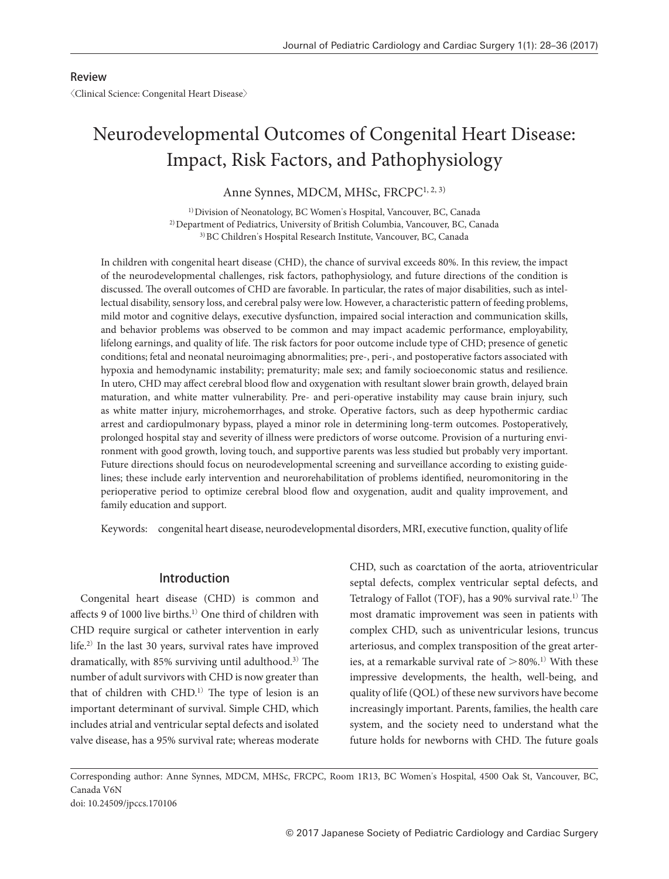Review

〈Clinical Science: Congenital Heart Disease〉

# Neurodevelopmental Outcomes of Congenital Heart Disease: Impact, Risk Factors, and Pathophysiology

Anne Synnes, MDCM, MHSc, FRCPC[1, 2, 3)]

[1)] Division of Neonatology, BC Women's Hospital, Vancouver, BC, Canada
[2)] Department of Pediatrics, University of British Columbia, Vancouver, BC, Canada
[3)] BC Children's Hospital Research Institute, Vancouver, BC, Canada

In children with congenital heart disease (CHD), the chance of survival exceeds 80%. In this review, the impact of the neurodevelopmental challenges, risk factors, pathophysiology, and future directions of the condition is discussed. The overall outcomes of CHD are favorable. In particular, the rates of major disabilities, such as intellectual disability, sensory loss, and cerebral palsy were low. However, a characteristic pattern of feeding problems, mild motor and cognitive delays, executive dysfunction, impaired social interaction and communication skills, and behavior problems was observed to be common and may impact academic performance, employability, lifelong earnings, and quality of life. The risk factors for poor outcome include type of CHD; presence of genetic conditions; fetal and neonatal neuroimaging abnormalities; pre-, peri-, and postoperative factors associated with hypoxia and hemodynamic instability; prematurity; male sex; and family socioeconomic status and resilience. In utero, CHD may affect cerebral blood flow and oxygenation with resultant slower brain growth, delayed brain maturation, and white matter vulnerability. Pre- and peri-operative instability may cause brain injury, such as white matter injury, microhemorrhages, and stroke. Operative factors, such as deep hypothermic cardiac arrest and cardiopulmonary bypass, played a minor role in determining long-term outcomes. Postoperatively, prolonged hospital stay and severity of illness were predictors of worse outcome. Provision of a nurturing environment with good growth, loving touch, and supportive parents was less studied but probably very important. Future directions should focus on neurodevelopmental screening and surveillance according to existing guidelines; these include early intervention and neurorehabilitation of problems identified, neuromonitoring in the perioperative period to optimize cerebral blood flow and oxygenation, audit and quality improvement, and family education and support.

Keywords: congenital heart disease, neurodevelopmental disorders, MRI, executive function, quality of life

## Introduction

Congenital heart disease (CHD) is common and affects 9 of 1000 live births.[1)] One third of children with CHD require surgical or catheter intervention in early life.[2)] In the last 30 years, survival rates have improved dramatically, with 85% surviving until adulthood.[3)] The number of adult survivors with CHD is now greater than that of children with CHD.[1)] The type of lesion is an important determinant of survival. Simple CHD, which includes atrial and ventricular septal defects and isolated valve disease, has a 95% survival rate; whereas moderate CHD, such as coarctation of the aorta, atrioventricular septal defects, complex ventricular septal defects, and Tetralogy of Fallot (TOF), has a 90% survival rate.[1)] The most dramatic improvement was seen in patients with complex CHD, such as univentricular lesions, truncus arteriosus, and complex transposition of the great arteries, at a remarkable survival rate of >80%.[1)] With these impressive developments, the health, well-being, and quality of life (QOL) of these new survivors have become increasingly important. Parents, families, the health care system, and the society need to understand what the future holds for newborns with CHD. The future goals

Corresponding author: Anne Synnes, MDCM, MHSc, FRCPC, Room 1R13, BC Women's Hospital, 4500 Oak St, Vancouver, BC, Canada V6N
doi: 10.24509/jpccs.170106

© 2017 Japanese Society of Pediatric Cardiology and Cardiac Surgery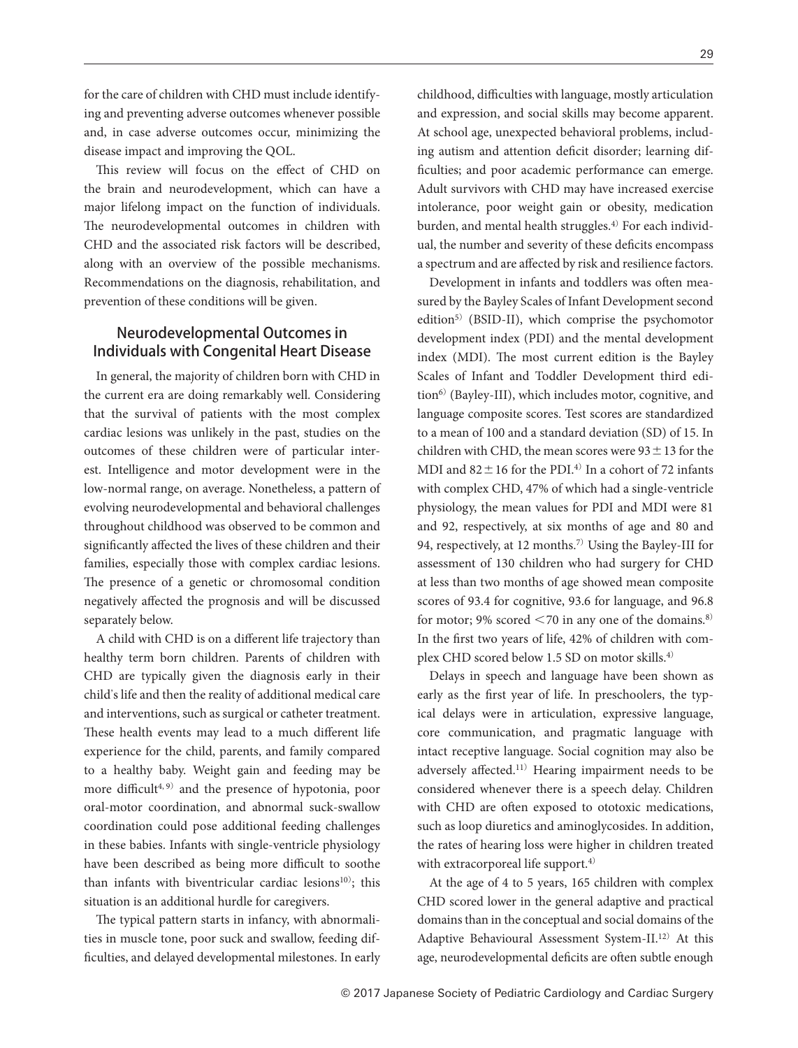for the care of children with CHD must include identifying and preventing adverse outcomes whenever possible and, in case adverse outcomes occur, minimizing the disease impact and improving the QOL.

This review will focus on the effect of CHD on the brain and neurodevelopment, which can have a major lifelong impact on the function of individuals. The neurodevelopmental outcomes in children with CHD and the associated risk factors will be described, along with an overview of the possible mechanisms. Recommendations on the diagnosis, rehabilitation, and prevention of these conditions will be given.

## Neurodevelopmental Outcomes in Individuals with Congenital Heart Disease

In general, the majority of children born with CHD in the current era are doing remarkably well. Considering that the survival of patients with the most complex cardiac lesions was unlikely in the past, studies on the outcomes of these children were of particular interest. Intelligence and motor development were in the low-normal range, on average. Nonetheless, a pattern of evolving neurodevelopmental and behavioral challenges throughout childhood was observed to be common and significantly affected the lives of these children and their families, especially those with complex cardiac lesions. The presence of a genetic or chromosomal condition negatively affected the prognosis and will be discussed separately below.

A child with CHD is on a different life trajectory than healthy term born children. Parents of children with CHD are typically given the diagnosis early in their child's life and then the reality of additional medical care and interventions, such as surgical or catheter treatment. These health events may lead to a much different life experience for the child, parents, and family compared to a healthy baby. Weight gain and feeding may be more difficult[4, 9] and the presence of hypotonia, poor oral-motor coordination, and abnormal suck-swallow coordination could pose additional feeding challenges in these babies. Infants with single-ventricle physiology have been described as being more difficult to soothe than infants with biventricular cardiac lesions[10]; this situation is an additional hurdle for caregivers.

The typical pattern starts in infancy, with abnormalities in muscle tone, poor suck and swallow, feeding difficulties, and delayed developmental milestones. In early childhood, difficulties with language, mostly articulation and expression, and social skills may become apparent. At school age, unexpected behavioral problems, including autism and attention deficit disorder; learning difficulties; and poor academic performance can emerge. Adult survivors with CHD may have increased exercise intolerance, poor weight gain or obesity, medication burden, and mental health struggles.[4] For each individual, the number and severity of these deficits encompass a spectrum and are affected by risk and resilience factors.

Development in infants and toddlers was often measured by the Bayley Scales of Infant Development second edition[5] (BSID-II), which comprise the psychomotor development index (PDI) and the mental development index (MDI). The most current edition is the Bayley Scales of Infant and Toddler Development third edition[6] (Bayley-III), which includes motor, cognitive, and language composite scores. Test scores are standardized to a mean of 100 and a standard deviation (SD) of 15. In children with CHD, the mean scores were $93 \pm 13$ for the MDI and $82 \pm 16$ for the PDI.[4] In a cohort of 72 infants with complex CHD, 47% of which had a single-ventricle physiology, the mean values for PDI and MDI were 81 and 92, respectively, at six months of age and 80 and 94, respectively, at 12 months.[7] Using the Bayley-III for assessment of 130 children who had surgery for CHD at less than two months of age showed mean composite scores of 93.4 for cognitive, 93.6 for language, and 96.8 for motor; 9% scored $<70$ in any one of the domains.[8] In the first two years of life, 42% of children with complex CHD scored below 1.5 SD on motor skills.[4]

Delays in speech and language have been shown as early as the first year of life. In preschoolers, the typical delays were in articulation, expressive language, core communication, and pragmatic language with intact receptive language. Social cognition may also be adversely affected.[11] Hearing impairment needs to be considered whenever there is a speech delay. Children with CHD are often exposed to ototoxic medications, such as loop diuretics and aminoglycosides. In addition, the rates of hearing loss were higher in children treated with extracorporeal life support.[4]

At the age of 4 to 5 years, 165 children with complex CHD scored lower in the general adaptive and practical domains than in the conceptual and social domains of the Adaptive Behavioural Assessment System-II.[12] At this age, neurodevelopmental deficits are often subtle enough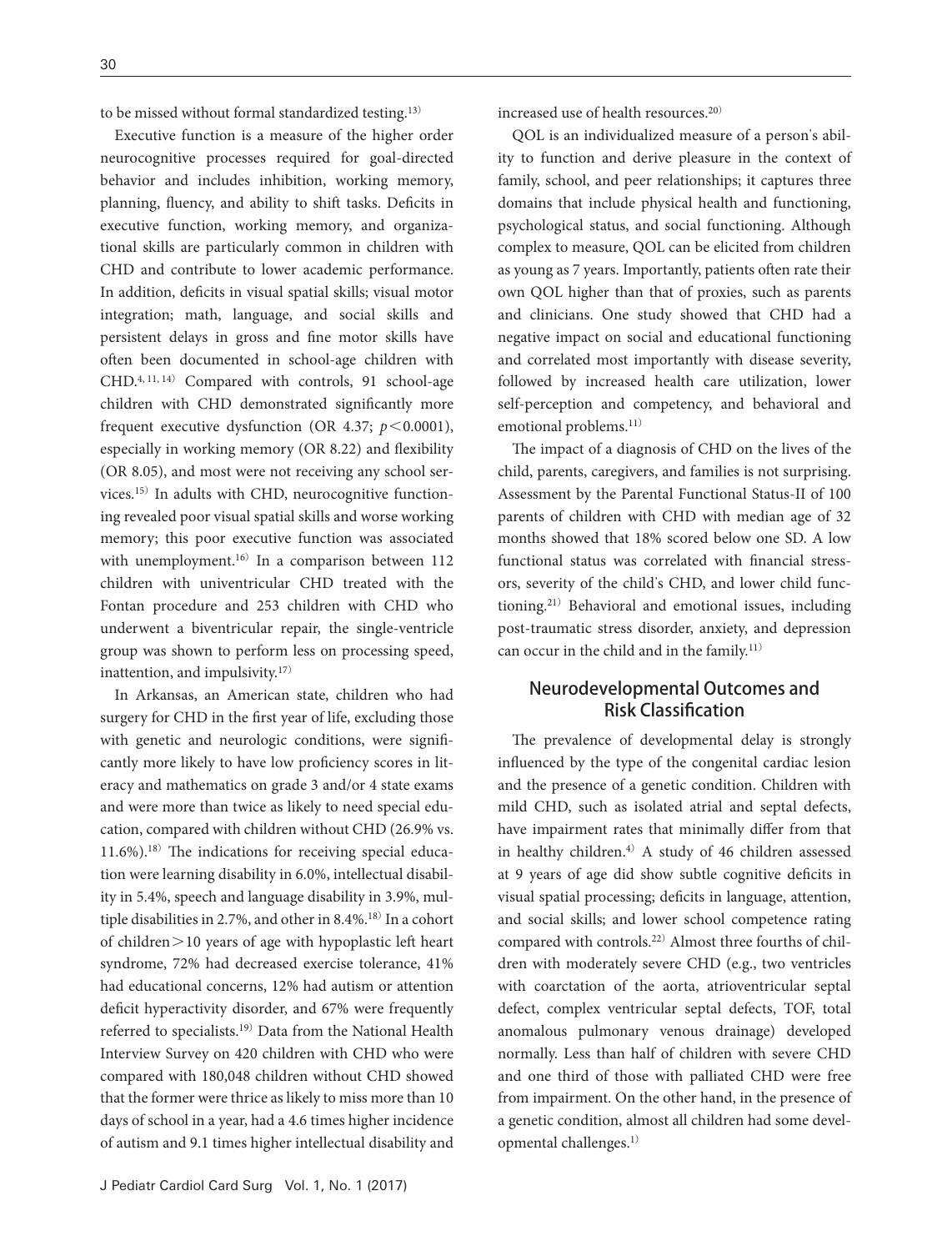to be missed without formal standardized testing.[13)]

Executive function is a measure of the higher order neurocognitive processes required for goal-directed behavior and includes inhibition, working memory, planning, fluency, and ability to shift tasks. Deficits in executive function, working memory, and organizational skills are particularly common in children with CHD and contribute to lower academic performance. In addition, deficits in visual spatial skills; visual motor integration; math, language, and social skills and persistent delays in gross and fine motor skills have often been documented in school-age children with CHD.[4, 11, 14)] Compared with controls, 91 school-age children with CHD demonstrated significantly more frequent executive dysfunction (OR 4.37; $p < 0.0001$), especially in working memory (OR 8.22) and flexibility (OR 8.05), and most were not receiving any school services.[15)] In adults with CHD, neurocognitive functioning revealed poor visual spatial skills and worse working memory; this poor executive function was associated with unemployment.[16)] In a comparison between 112 children with univentricular CHD treated with the Fontan procedure and 253 children with CHD who underwent a biventricular repair, the single-ventricle group was shown to perform less on processing speed, inattention, and impulsivity.[17)]

In Arkansas, an American state, children who had surgery for CHD in the first year of life, excluding those with genetic and neurologic conditions, were significantly more likely to have low proficiency scores in literacy and mathematics on grade 3 and/or 4 state exams and were more than twice as likely to need special education, compared with children without CHD (26.9% vs. 11.6%).[18)] The indications for receiving special education were learning disability in 6.0%, intellectual disability in 5.4%, speech and language disability in 3.9%, multiple disabilities in 2.7%, and other in 8.4%.[18)] In a cohort of children > 10 years of age with hypoplastic left heart syndrome, 72% had decreased exercise tolerance, 41% had educational concerns, 12% had autism or attention deficit hyperactivity disorder, and 67% were frequently referred to specialists.[19)] Data from the National Health Interview Survey on 420 children with CHD who were compared with 180,048 children without CHD showed that the former were thrice as likely to miss more than 10 days of school in a year, had a 4.6 times higher incidence of autism and 9.1 times higher intellectual disability and increased use of health resources.[20)]

QOL is an individualized measure of a person's ability to function and derive pleasure in the context of family, school, and peer relationships; it captures three domains that include physical health and functioning, psychological status, and social functioning. Although complex to measure, QOL can be elicited from children as young as 7 years. Importantly, patients often rate their own QOL higher than that of proxies, such as parents and clinicians. One study showed that CHD had a negative impact on social and educational functioning and correlated most importantly with disease severity, followed by increased health care utilization, lower self-perception and competency, and behavioral and emotional problems.[11)]

The impact of a diagnosis of CHD on the lives of the child, parents, caregivers, and families is not surprising. Assessment by the Parental Functional Status-II of 100 parents of children with CHD with median age of 32 months showed that 18% scored below one SD. A low functional status was correlated with financial stressors, severity of the child's CHD, and lower child functioning.[21)] Behavioral and emotional issues, including post-traumatic stress disorder, anxiety, and depression can occur in the child and in the family.[11)]

## Neurodevelopmental Outcomes and Risk Classification

The prevalence of developmental delay is strongly influenced by the type of the congenital cardiac lesion and the presence of a genetic condition. Children with mild CHD, such as isolated atrial and septal defects, have impairment rates that minimally differ from that in healthy children.[4)] A study of 46 children assessed at 9 years of age did show subtle cognitive deficits in visual spatial processing; deficits in language, attention, and social skills; and lower school competence rating compared with controls.[22)] Almost three fourths of children with moderately severe CHD (e.g., two ventricles with coarctation of the aorta, atrioventricular septal defect, complex ventricular septal defects, TOF, total anomalous pulmonary venous drainage) developed normally. Less than half of children with severe CHD and one third of those with palliated CHD were free from impairment. On the other hand, in the presence of a genetic condition, almost all children had some developmental challenges.[1)]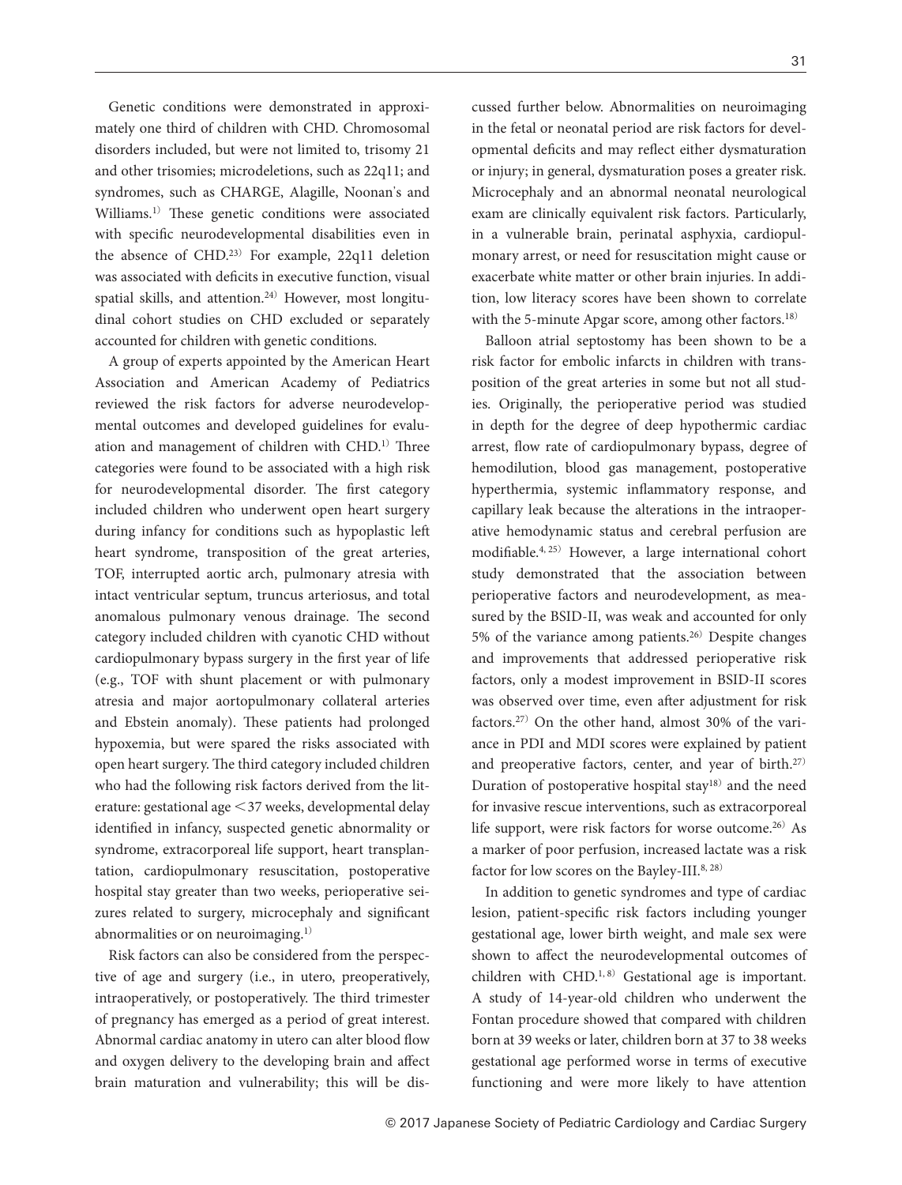Genetic conditions were demonstrated in approximately one third of children with CHD. Chromosomal disorders included, but were not limited to, trisomy 21 and other trisomies; microdeletions, such as 22q11; and syndromes, such as CHARGE, Alagille, Noonan's and Williams.[1] These genetic conditions were associated with specific neurodevelopmental disabilities even in the absence of CHD.[23] For example, 22q11 deletion was associated with deficits in executive function, visual spatial skills, and attention.[24] However, most longitudinal cohort studies on CHD excluded or separately accounted for children with genetic conditions.

A group of experts appointed by the American Heart Association and American Academy of Pediatrics reviewed the risk factors for adverse neurodevelopmental outcomes and developed guidelines for evaluation and management of children with CHD.[1] Three categories were found to be associated with a high risk for neurodevelopmental disorder. The first category included children who underwent open heart surgery during infancy for conditions such as hypoplastic left heart syndrome, transposition of the great arteries, TOF, interrupted aortic arch, pulmonary atresia with intact ventricular septum, truncus arteriosus, and total anomalous pulmonary venous drainage. The second category included children with cyanotic CHD without cardiopulmonary bypass surgery in the first year of life (e.g., TOF with shunt placement or with pulmonary atresia and major aortopulmonary collateral arteries and Ebstein anomaly). These patients had prolonged hypoxemia, but were spared the risks associated with open heart surgery. The third category included children who had the following risk factors derived from the literature: gestational age <37 weeks, developmental delay identified in infancy, suspected genetic abnormality or syndrome, extracorporeal life support, heart transplantation, cardiopulmonary resuscitation, postoperative hospital stay greater than two weeks, perioperative seizures related to surgery, microcephaly and significant abnormalities or on neuroimaging.[1]

Risk factors can also be considered from the perspective of age and surgery (i.e., in utero, preoperatively, intraoperatively, or postoperatively. The third trimester of pregnancy has emerged as a period of great interest. Abnormal cardiac anatomy in utero can alter blood flow and oxygen delivery to the developing brain and affect brain maturation and vulnerability; this will be discussed further below. Abnormalities on neuroimaging in the fetal or neonatal period are risk factors for developmental deficits and may reflect either dysmaturation or injury; in general, dysmaturation poses a greater risk. Microcephaly and an abnormal neonatal neurological exam are clinically equivalent risk factors. Particularly, in a vulnerable brain, perinatal asphyxia, cardiopulmonary arrest, or need for resuscitation might cause or exacerbate white matter or other brain injuries. In addition, low literacy scores have been shown to correlate with the 5-minute Apgar score, among other factors.[18]

Balloon atrial septostomy has been shown to be a risk factor for embolic infarcts in children with transposition of the great arteries in some but not all studies. Originally, the perioperative period was studied in depth for the degree of deep hypothermic cardiac arrest, flow rate of cardiopulmonary bypass, degree of hemodilution, blood gas management, postoperative hyperthermia, systemic inflammatory response, and capillary leak because the alterations in the intraoperative hemodynamic status and cerebral perfusion are modifiable.[4, 25] However, a large international cohort study demonstrated that the association between perioperative factors and neurodevelopment, as measured by the BSID-II, was weak and accounted for only 5% of the variance among patients.[26] Despite changes and improvements that addressed perioperative risk factors, only a modest improvement in BSID-II scores was observed over time, even after adjustment for risk factors.[27] On the other hand, almost 30% of the variance in PDI and MDI scores were explained by patient and preoperative factors, center, and year of birth.[27] Duration of postoperative hospital stay[18] and the need for invasive rescue interventions, such as extracorporeal life support, were risk factors for worse outcome.[26] As a marker of poor perfusion, increased lactate was a risk factor for low scores on the Bayley-III.[8, 28]

In addition to genetic syndromes and type of cardiac lesion, patient-specific risk factors including younger gestational age, lower birth weight, and male sex were shown to affect the neurodevelopmental outcomes of children with CHD.[1, 8] Gestational age is important. A study of 14-year-old children who underwent the Fontan procedure showed that compared with children born at 39 weeks or later, children born at 37 to 38 weeks gestational age performed worse in terms of executive functioning and were more likely to have attention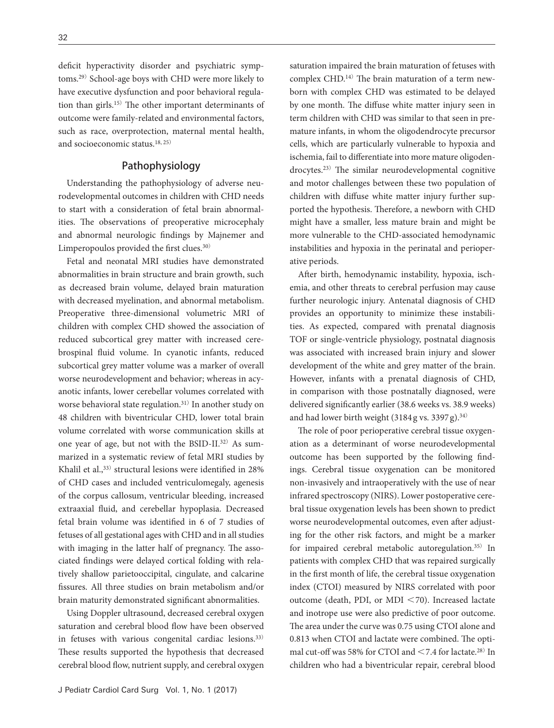deficit hyperactivity disorder and psychiatric symptoms.[29] School-age boys with CHD were more likely to have executive dysfunction and poor behavioral regulation than girls.[15] The other important determinants of outcome were family-related and environmental factors, such as race, overprotection, maternal mental health, and socioeconomic status.[18, 25]

## Pathophysiology

Understanding the pathophysiology of adverse neurodevelopmental outcomes in children with CHD needs to start with a consideration of fetal brain abnormalities. The observations of preoperative microcephaly and abnormal neurologic findings by Majnemer and Limperopoulos provided the first clues.[30]

Fetal and neonatal MRI studies have demonstrated abnormalities in brain structure and brain growth, such as decreased brain volume, delayed brain maturation with decreased myelination, and abnormal metabolism. Preoperative three-dimensional volumetric MRI of children with complex CHD showed the association of reduced subcortical grey matter with increased cerebrospinal fluid volume. In cyanotic infants, reduced subcortical grey matter volume was a marker of overall worse neurodevelopment and behavior; whereas in acyanotic infants, lower cerebellar volumes correlated with worse behavioral state regulation.[31] In another study on 48 children with biventricular CHD, lower total brain volume correlated with worse communication skills at one year of age, but not with the BSID-II.[32] As summarized in a systematic review of fetal MRI studies by Khalil et al.,[33] structural lesions were identified in 28% of CHD cases and included ventriculomegaly, agenesis of the corpus callosum, ventricular bleeding, increased extraaxial fluid, and cerebellar hypoplasia. Decreased fetal brain volume was identified in 6 of 7 studies of fetuses of all gestational ages with CHD and in all studies with imaging in the latter half of pregnancy. The associated findings were delayed cortical folding with relatively shallow parietooccipital, cingulate, and calcarine fissures. All three studies on brain metabolism and/or brain maturity demonstrated significant abnormalities.

Using Doppler ultrasound, decreased cerebral oxygen saturation and cerebral blood flow have been observed in fetuses with various congenital cardiac lesions.[33] These results supported the hypothesis that decreased cerebral blood flow, nutrient supply, and cerebral oxygen saturation impaired the brain maturation of fetuses with complex CHD.[14] The brain maturation of a term newborn with complex CHD was estimated to be delayed by one month. The diffuse white matter injury seen in term children with CHD was similar to that seen in premature infants, in whom the oligodendrocyte precursor cells, which are particularly vulnerable to hypoxia and ischemia, fail to differentiate into more mature oligodendrocytes.[23] The similar neurodevelopmental cognitive and motor challenges between these two population of children with diffuse white matter injury further supported the hypothesis. Therefore, a newborn with CHD might have a smaller, less mature brain and might be more vulnerable to the CHD-associated hemodynamic instabilities and hypoxia in the perinatal and perioperative periods.

After birth, hemodynamic instability, hypoxia, ischemia, and other threats to cerebral perfusion may cause further neurologic injury. Antenatal diagnosis of CHD provides an opportunity to minimize these instabilities. As expected, compared with prenatal diagnosis TOF or single-ventricle physiology, postnatal diagnosis was associated with increased brain injury and slower development of the white and grey matter of the brain. However, infants with a prenatal diagnosis of CHD, in comparison with those postnatally diagnosed, were delivered significantly earlier (38.6 weeks vs. 38.9 weeks) and had lower birth weight (3184 g vs. 3397 g).[34]

The role of poor perioperative cerebral tissue oxygenation as a determinant of worse neurodevelopmental outcome has been supported by the following findings. Cerebral tissue oxygenation can be monitored non-invasively and intraoperatively with the use of near infrared spectroscopy (NIRS). Lower postoperative cerebral tissue oxygenation levels has been shown to predict worse neurodevelopmental outcomes, even after adjusting for the other risk factors, and might be a marker for impaired cerebral metabolic autoregulation.[35] In patients with complex CHD that was repaired surgically in the first month of life, the cerebral tissue oxygenation index (CTOI) measured by NIRS correlated with poor outcome (death, PDI, or MDI <70). Increased lactate and inotrope use were also predictive of poor outcome. The area under the curve was 0.75 using CTOI alone and 0.813 when CTOI and lactate were combined. The optimal cut-off was 58% for CTOI and <7.4 for lactate.[28] In children who had a biventricular repair, cerebral blood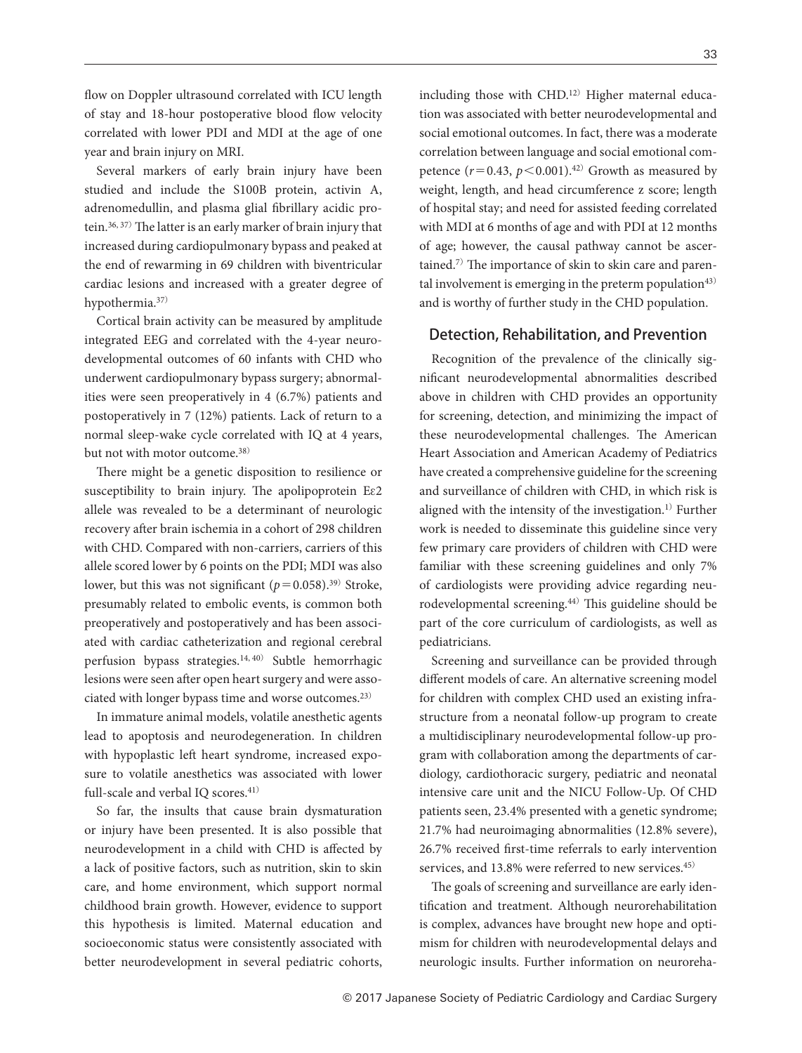flow on Doppler ultrasound correlated with ICU length of stay and 18-hour postoperative blood flow velocity correlated with lower PDI and MDI at the age of one year and brain injury on MRI.

Several markers of early brain injury have been studied and include the S100B protein, activin A, adrenomedullin, and plasma glial fibrillary acidic protein.[36, 37] The latter is an early marker of brain injury that increased during cardiopulmonary bypass and peaked at the end of rewarming in 69 children with biventricular cardiac lesions and increased with a greater degree of hypothermia.[37]

Cortical brain activity can be measured by amplitude integrated EEG and correlated with the 4-year neurodevelopmental outcomes of 60 infants with CHD who underwent cardiopulmonary bypass surgery; abnormalities were seen preoperatively in 4 (6.7%) patients and postoperatively in 7 (12%) patients. Lack of return to a normal sleep-wake cycle correlated with IQ at 4 years, but not with motor outcome.[38]

There might be a genetic disposition to resilience or susceptibility to brain injury. The apolipoprotein E$\varepsilon$2 allele was revealed to be a determinant of neurologic recovery after brain ischemia in a cohort of 298 children with CHD. Compared with non-carriers, carriers of this allele scored lower by 6 points on the PDI; MDI was also lower, but this was not significant ($p=0.058$).[39] Stroke, presumably related to embolic events, is common both preoperatively and postoperatively and has been associated with cardiac catheterization and regional cerebral perfusion bypass strategies.[14, 40] Subtle hemorrhagic lesions were seen after open heart surgery and were associated with longer bypass time and worse outcomes.[23]

In immature animal models, volatile anesthetic agents lead to apoptosis and neurodegeneration. In children with hypoplastic left heart syndrome, increased exposure to volatile anesthetics was associated with lower full-scale and verbal IQ scores.[41]

So far, the insults that cause brain dysmaturation or injury have been presented. It is also possible that neurodevelopment in a child with CHD is affected by a lack of positive factors, such as nutrition, skin to skin care, and home environment, which support normal childhood brain growth. However, evidence to support this hypothesis is limited. Maternal education and socioeconomic status were consistently associated with better neurodevelopment in several pediatric cohorts, including those with CHD.[12] Higher maternal education was associated with better neurodevelopmental and social emotional outcomes. In fact, there was a moderate correlation between language and social emotional competence ($r=0.43$, $p<0.001$).[42] Growth as measured by weight, length, and head circumference z score; length of hospital stay; and need for assisted feeding correlated with MDI at 6 months of age and with PDI at 12 months of age; however, the causal pathway cannot be ascertained.[7] The importance of skin to skin care and parental involvement is emerging in the preterm population[43] and is worthy of further study in the CHD population.

## Detection, Rehabilitation, and Prevention

Recognition of the prevalence of the clinically significant neurodevelopmental abnormalities described above in children with CHD provides an opportunity for screening, detection, and minimizing the impact of these neurodevelopmental challenges. The American Heart Association and American Academy of Pediatrics have created a comprehensive guideline for the screening and surveillance of children with CHD, in which risk is aligned with the intensity of the investigation.[1] Further work is needed to disseminate this guideline since very few primary care providers of children with CHD were familiar with these screening guidelines and only 7% of cardiologists were providing advice regarding neurodevelopmental screening.[44] This guideline should be part of the core curriculum of cardiologists, as well as pediatricians.

Screening and surveillance can be provided through different models of care. An alternative screening model for children with complex CHD used an existing infrastructure from a neonatal follow-up program to create a multidisciplinary neurodevelopmental follow-up program with collaboration among the departments of cardiology, cardiothoracic surgery, pediatric and neonatal intensive care unit and the NICU Follow-Up. Of CHD patients seen, 23.4% presented with a genetic syndrome; 21.7% had neuroimaging abnormalities (12.8% severe), 26.7% received first-time referrals to early intervention services, and 13.8% were referred to new services.[45]

The goals of screening and surveillance are early identification and treatment. Although neurorehabilitation is complex, advances have brought new hope and optimism for children with neurodevelopmental delays and neurologic insults. Further information on neureha-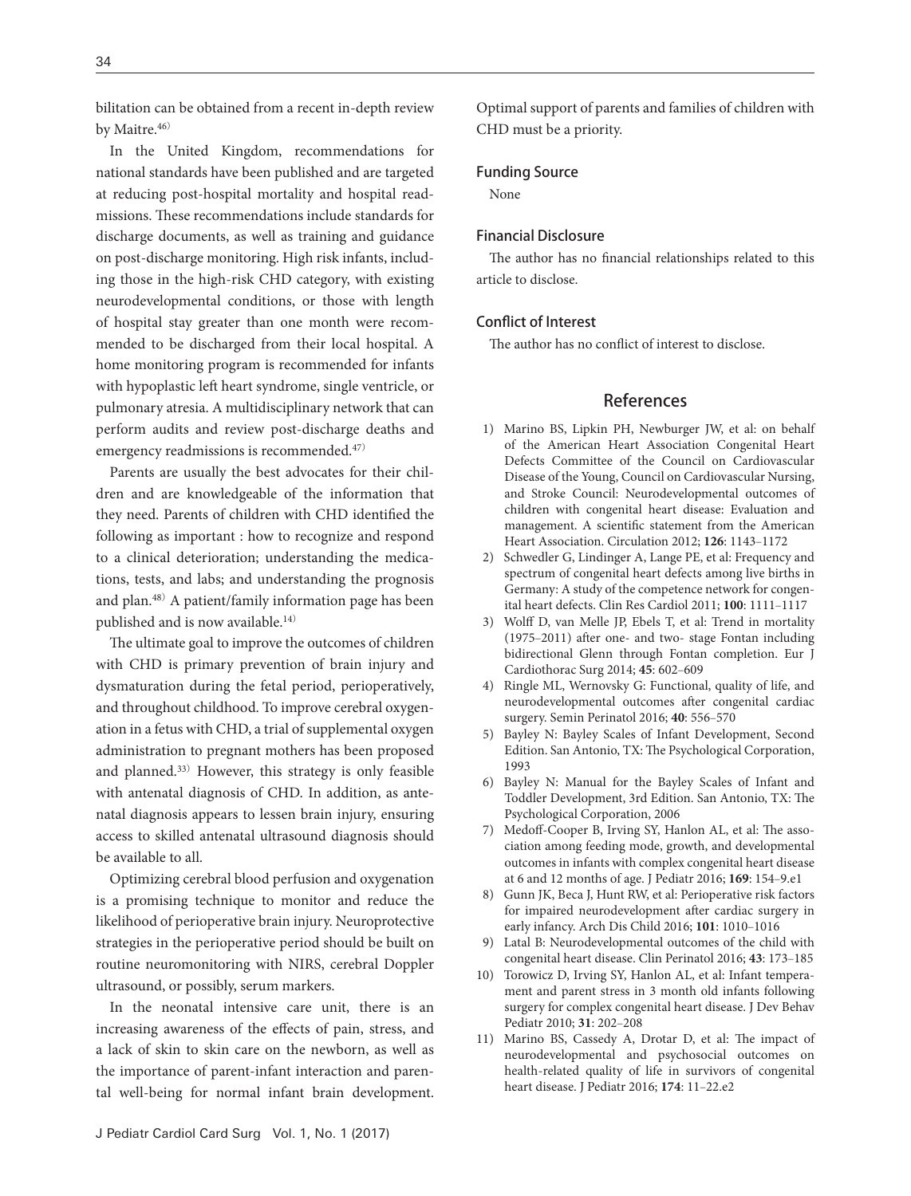bilitation can be obtained from a recent in-depth review by Maitre.[46)]

In the United Kingdom, recommendations for national standards have been published and are targeted at reducing post-hospital mortality and hospital readmissions. These recommendations include standards for discharge documents, as well as training and guidance on post-discharge monitoring. High risk infants, including those in the high-risk CHD category, with existing neurodevelopmental conditions, or those with length of hospital stay greater than one month were recommended to be discharged from their local hospital. A home monitoring program is recommended for infants with hypoplastic left heart syndrome, single ventricle, or pulmonary atresia. A multidisciplinary network that can perform audits and review post-discharge deaths and emergency readmissions is recommended.[47)]

Parents are usually the best advocates for their children and are knowledgeable of the information that they need. Parents of children with CHD identified the following as important : how to recognize and respond to a clinical deterioration; understanding the medications, tests, and labs; and understanding the prognosis and plan.[48)] A patient/family information page has been published and is now available.[14)]

The ultimate goal to improve the outcomes of children with CHD is primary prevention of brain injury and dysmaturation during the fetal period, perioperatively, and throughout childhood. To improve cerebral oxygenation in a fetus with CHD, a trial of supplemental oxygen administration to pregnant mothers has been proposed and planned.[33)] However, this strategy is only feasible with antenatal diagnosis of CHD. In addition, as antenatal diagnosis appears to lessen brain injury, ensuring access to skilled antenatal ultrasound diagnosis should be available to all.

Optimizing cerebral blood perfusion and oxygenation is a promising technique to monitor and reduce the likelihood of perioperative brain injury. Neuroprotective strategies in the perioperative period should be built on routine neuromonitoring with NIRS, cerebral Doppler ultrasound, or possibly, serum markers.

In the neonatal intensive care unit, there is an increasing awareness of the effects of pain, stress, and a lack of skin to skin care on the newborn, as well as the importance of parent-infant interaction and parental well-being for normal infant brain development. Optimal support of parents and families of children with CHD must be a priority.

### Funding Source

None

### Financial Disclosure

The author has no financial relationships related to this article to disclose.

### Conflict of Interest

The author has no conflict of interest to disclose.

## References

1) Marino BS, Lipkin PH, Newburger JW, et al: on behalf of the American Heart Association Congenital Heart Defects Committee of the Council on Cardiovascular Disease of the Young, Council on Cardiovascular Nursing, and Stroke Council: Neurodevelopmental outcomes of children with congenital heart disease: Evaluation and management. A scientific statement from the American Heart Association. Circulation 2012; **126**: 1143–1172
2) Schwedler G, Lindinger A, Lange PE, et al: Frequency and spectrum of congenital heart defects among live births in Germany: A study of the competence network for congenital heart defects. Clin Res Cardiol 2011; **100**: 1111–1117
3) Wolff D, van Melle JP, Ebels T, et al: Trend in mortality (1975–2011) after one- and two- stage Fontan including bidirectional Glenn through Fontan completion. Eur J Cardiothorac Surg 2014; **45**: 602–609
4) Ringle ML, Wernovsky G: Functional, quality of life, and neurodevelopmental outcomes after congenital cardiac surgery. Semin Perinatol 2016; **40**: 556–570
5) Bayley N: Bayley Scales of Infant Development, Second Edition. San Antonio, TX: The Psychological Corporation, 1993
6) Bayley N: Manual for the Bayley Scales of Infant and Toddler Development, 3rd Edition. San Antonio, TX: The Psychological Corporation, 2006
7) Medoff-Cooper B, Irving SY, Hanlon AL, et al: The association among feeding mode, growth, and developmental outcomes in infants with complex congenital heart disease at 6 and 12 months of age. J Pediatr 2016; **169**: 154–9.e1
8) Gunn JK, Beca J, Hunt RW, et al: Perioperative risk factors for impaired neurodevelopment after cardiac surgery in early infancy. Arch Dis Child 2016; **101**: 1010–1016
9) Latal B: Neurodevelopmental outcomes of the child with congenital heart disease. Clin Perinatol 2016; **43**: 173–185
10) Torowicz D, Irving SY, Hanlon AL, et al: Infant temperament and parent stress in 3 month old infants following surgery for complex congenital heart disease. J Dev Behav Pediatr 2010; **31**: 202–208
11) Marino BS, Cassedy A, Drotar D, et al: The impact of neurodevelopmental and psychosocial outcomes on health-related quality of life in survivors of congenital heart disease. J Pediatr 2016; **174**: 11–22.e2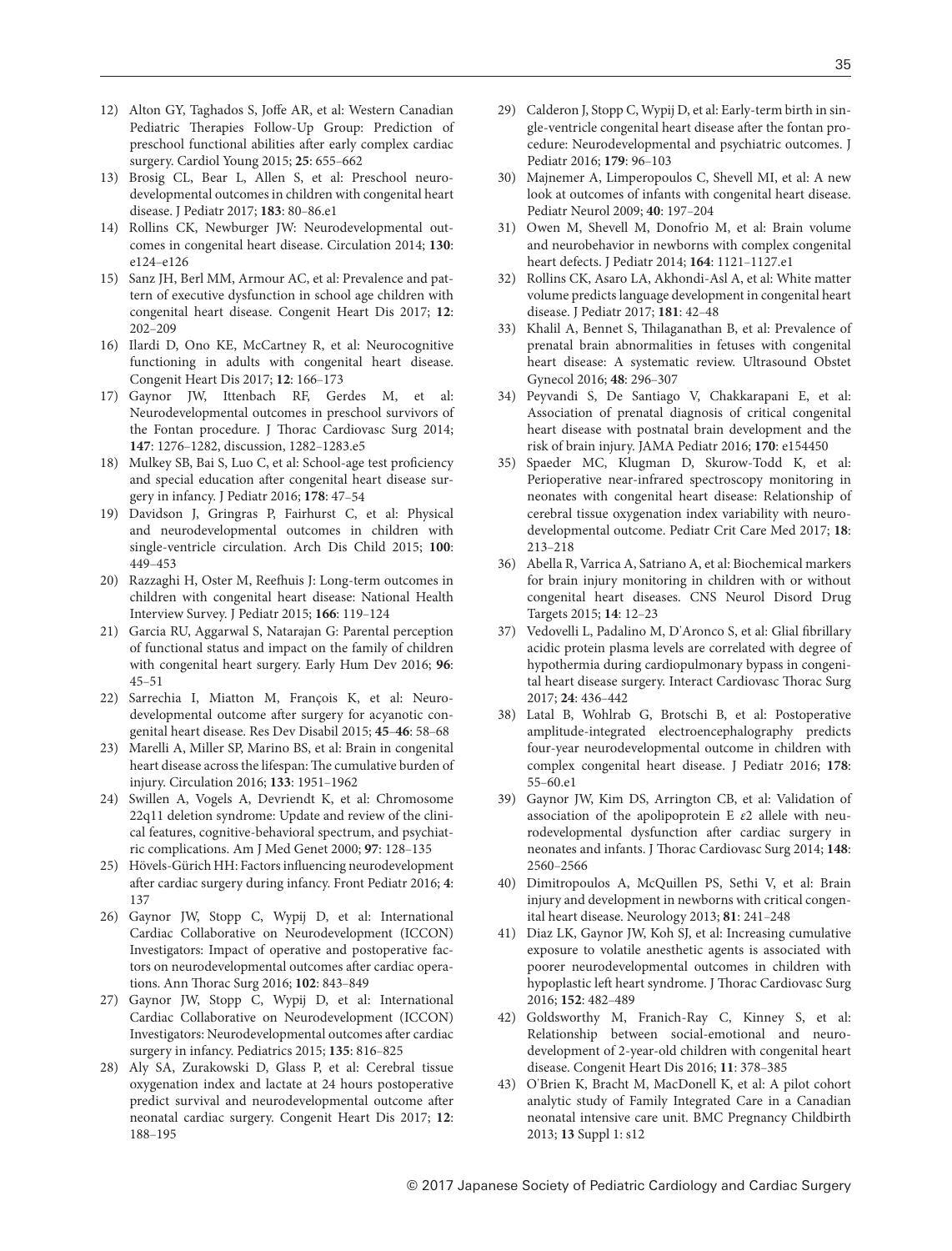12) Alton GY, Taghados S, Joffe AR, et al: Western Canadian Pediatric Therapies Follow-Up Group: Prediction of preschool functional abilities after early complex cardiac surgery. Cardiol Young 2015; **25**: 655–662
13) Brosig CL, Bear L, Allen S, et al: Preschool neurodevelopmental outcomes in children with congenital heart disease. J Pediatr 2017; **183**: 80–86.e1
14) Rollins CK, Newburger JW: Neurodevelopmental outcomes in congenital heart disease. Circulation 2014; **130**: e124–e126
15) Sanz JH, Berl MM, Armour AC, et al: Prevalence and pattern of executive dysfunction in school age children with congenital heart disease. Congenit Heart Dis 2017; **12**: 202–209
16) Ilardi D, Ono KE, McCartney R, et al: Neurocognitive functioning in adults with congenital heart disease. Congenit Heart Dis 2017; **12**: 166–173
17) Gaynor JW, Ittenbach RF, Gerdes M, et al: Neurodevelopmental outcomes in preschool survivors of the Fontan procedure. J Thorac Cardiovasc Surg 2014; **147**: 1276–1282, discussion, 1282–1283.e5
18) Mulkey SB, Bai S, Luo C, et al: School-age test proficiency and special education after congenital heart disease surgery in infancy. J Pediatr 2016; **178**: 47–54
19) Davidson J, Gringras P, Fairhurst C, et al: Physical and neurodevelopmental outcomes in children with single-ventricle circulation. Arch Dis Child 2015; **100**: 449–453
20) Razzaghi H, Oster M, Reefhuis J: Long-term outcomes in children with congenital heart disease: National Health Interview Survey. J Pediatr 2015; **166**: 119–124
21) Garcia RU, Aggarwal S, Natarajan G: Parental perception of functional status and impact on the family of children with congenital heart surgery. Early Hum Dev 2016; **96**: 45–51
22) Sarrechia I, Miatton M, François K, et al: Neurodevelopmental outcome after surgery for acyanotic congenital heart disease. Res Dev Disabil 2015; **45**–**46**: 58–68
23) Marelli A, Miller SP, Marino BS, et al: Brain in congenital heart disease across the lifespan: The cumulative burden of injury. Circulation 2016; **133**: 1951–1962
24) Swillen A, Vogels A, Devriendt K, et al: Chromosome 22q11 deletion syndrome: Update and review of the clinical features, cognitive-behavioral spectrum, and psychiatric complications. Am J Med Genet 2000; **97**: 128–135
25) Hövels-Gürich HH: Factors influencing neurodevelopment after cardiac surgery during infancy. Front Pediatr 2016; **4**: 137
26) Gaynor JW, Stopp C, Wypij D, et al: International Cardiac Collaborative on Neurodevelopment (ICCON) Investigators: Impact of operative and postoperative factors on neurodevelopmental outcomes after cardiac operations. Ann Thorac Surg 2016; **102**: 843–849
27) Gaynor JW, Stopp C, Wypij D, et al: International Cardiac Collaborative on Neurodevelopment (ICCON) Investigators: Neurodevelopmental outcomes after cardiac surgery in infancy. Pediatrics 2015; **135**: 816–825
28) Aly SA, Zurakowski D, Glass P, et al: Cerebral tissue oxygenation index and lactate at 24 hours postoperative predict survival and neurodevelopmental outcome after neonatal cardiac surgery. Congenit Heart Dis 2017; **12**: 188–195
29) Calderon J, Stopp C, Wypij D, et al: Early-term birth in single-ventricle congenital heart disease after the fontan procedure: Neurodevelopmental and psychiatric outcomes. J Pediatr 2016; **179**: 96–103
30) Majnemer A, Limperopoulos C, Shevell MI, et al: A new look at outcomes of infants with congenital heart disease. Pediatr Neurol 2009; **40**: 197–204
31) Owen M, Shevell M, Donofrio M, et al: Brain volume and neurobehavior in newborns with complex congenital heart defects. J Pediatr 2014; **164**: 1121–1127.e1
32) Rollins CK, Asaro LA, Akhondi-Asl A, et al: White matter volume predicts language development in congenital heart disease. J Pediatr 2017; **181**: 42–48
33) Khalil A, Bennet S, Thilaganathan B, et al: Prevalence of prenatal brain abnormalities in fetuses with congenital heart disease: A systematic review. Ultrasound Obstet Gynecol 2016; **48**: 296–307
34) Peyvandi S, De Santiago V, Chakkarapani E, et al: Association of prenatal diagnosis of critical congenital heart disease with postnatal brain development and the risk of brain injury. JAMA Pediatr 2016; **170**: e154450
35) Spaeder MC, Klugman D, Skurow-Todd K, et al: Perioperative near-infrared spectroscopy monitoring in neonates with congenital heart disease: Relationship of cerebral tissue oxygenation index variability with neurodevelopmental outcome. Pediatr Crit Care Med 2017; **18**: 213–218
36) Abella R, Varrica A, Satriano A, et al: Biochemical markers for brain injury monitoring in children with or without congenital heart diseases. CNS Neurol Disord Drug Targets 2015; **14**: 12–23
37) Vedovelli L, Padalino M, D'Aronco S, et al: Glial fibrillary acidic protein plasma levels are correlated with degree of hypothermia during cardiopulmonary bypass in congenital heart disease surgery. Interact Cardiovasc Thorac Surg 2017; **24**: 436–442
38) Latal B, Wohlrab G, Brotschi B, et al: Postoperative amplitude-integrated electroencephalography predicts four-year neurodevelopmental outcome in children with complex congenital heart disease. J Pediatr 2016; **178**: 55–60.e1
39) Gaynor JW, Kim DS, Arrington CB, et al: Validation of association of the apolipoprotein E $\varepsilon 2$ allele with neurodevelopmental dysfunction after cardiac surgery in neonates and infants. J Thorac Cardiovasc Surg 2014; **148**: 2560–2566
40) Dimitropoulos A, McQuillen PS, Sethi V, et al: Brain injury and development in newborns with critical congenital heart disease. Neurology 2013; **81**: 241–248
41) Diaz LK, Gaynor JW, Koh SJ, et al: Increasing cumulative exposure to volatile anesthetic agents is associated with poorer neurodevelopmental outcomes in children with hypoplastic left heart syndrome. J Thorac Cardiovasc Surg 2016; **152**: 482–489
42) Goldsworthy M, Franich-Ray C, Kinney S, et al: Relationship between social-emotional and neurodevelopment of 2-year-old children with congenital heart disease. Congenit Heart Dis 2016; **11**: 378–385
43) O'Brien K, Bracht M, MacDonell K, et al: A pilot cohort analytic study of Family Integrated Care in a Canadian neonatal intensive care unit. BMC Pregnancy Childbirth 2013; **13** Suppl 1: s12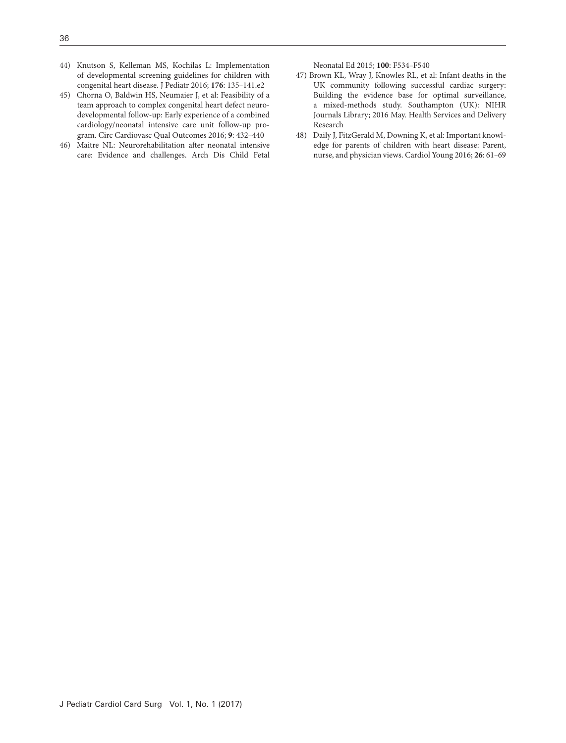44) Knutson S, Kelleman MS, Kochilas L: Implementation of developmental screening guidelines for children with congenital heart disease. J Pediatr 2016; **176**: 135–141.e2
45) Chorna O, Baldwin HS, Neumaier J, et al: Feasibility of a team approach to complex congenital heart defect neurodevelopmental follow-up: Early experience of a combined cardiology/neonatal intensive care unit follow-up program. Circ Cardiovasc Qual Outcomes 2016; **9**: 432–440
46) Maitre NL: Neurorehabilitation after neonatal intensive care: Evidence and challenges. Arch Dis Child Fetal Neonatal Ed 2015; **100**: F534–F540
47) Brown KL, Wray J, Knowles RL, et al: Infant deaths in the UK community following successful cardiac surgery: Building the evidence base for optimal surveillance, a mixed-methods study. Southampton (UK): NIHR Journals Library; 2016 May. Health Services and Delivery Research
48) Daily J, FitzGerald M, Downing K, et al: Important knowledge for parents of children with heart disease: Parent, nurse, and physician views. Cardiol Young 2016; **26**: 61–69